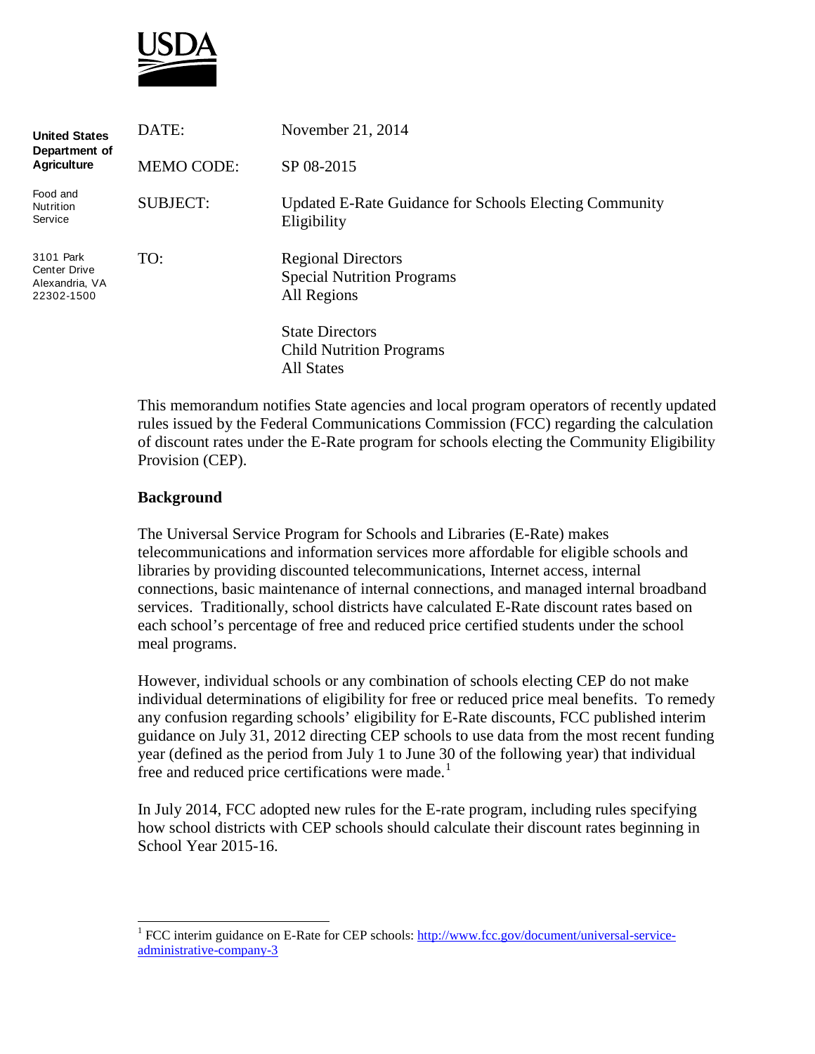USDA

**United States Department of Agriculture**

Food and Nutrition Service

3101 Park Center Drive
Alexandria, VA
22302-1500

DATE: November 21, 2014

MEMO CODE: SP 08-2015

SUBJECT: Updated E-Rate Guidance for Schools Electing Community Eligibility

TO: Regional Directors
Special Nutrition Programs
All Regions

State Directors
Child Nutrition Programs
All States

This memorandum notifies State agencies and local program operators of recently updated rules issued by the Federal Communications Commission (FCC) regarding the calculation of discount rates under the E-Rate program for schools electing the Community Eligibility Provision (CEP).

**Background**

The Universal Service Program for Schools and Libraries (E-Rate) makes telecommunications and information services more affordable for eligible schools and libraries by providing discounted telecommunications, Internet access, internal connections, basic maintenance of internal connections, and managed internal broadband services. Traditionally, school districts have calculated E-Rate discount rates based on each school's percentage of free and reduced price certified students under the school meal programs.

However, individual schools or any combination of schools electing CEP do not make individual determinations of eligibility for free or reduced price meal benefits. To remedy any confusion regarding schools' eligibility for E-Rate discounts, FCC published interim guidance on July 31, 2012 directing CEP schools to use data from the most recent funding year (defined as the period from July 1 to June 30 of the following year) that individual free and reduced price certifications were made.[1]

In July 2014, FCC adopted new rules for the E-rate program, including rules specifying how school districts with CEP schools should calculate their discount rates beginning in School Year 2015-16.

---

[1] FCC interim guidance on E-Rate for CEP schools: http://www.fcc.gov/document/universal-service-administrative-company-3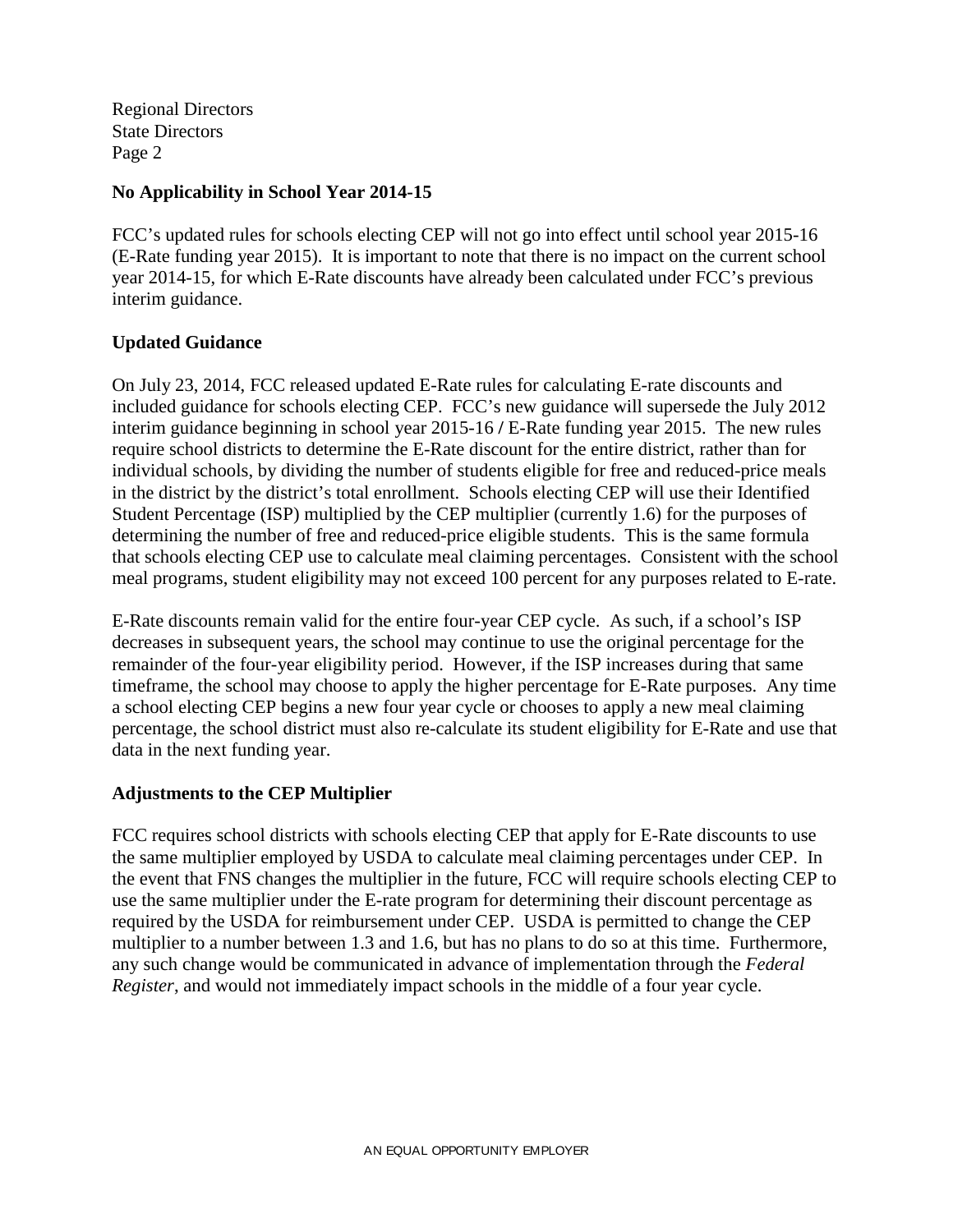## No Applicability in School Year 2014-15

FCC's updated rules for schools electing CEP will not go into effect until school year 2015-16 (E-Rate funding year 2015). It is important to note that there is no impact on the current school year 2014-15, for which E-Rate discounts have already been calculated under FCC's previous interim guidance.

## Updated Guidance

On July 23, 2014, FCC released updated E-Rate rules for calculating E-rate discounts and included guidance for schools electing CEP. FCC's new guidance will supersede the July 2012 interim guidance beginning in school year 2015-16 / E-Rate funding year 2015. The new rules require school districts to determine the E-Rate discount for the entire district, rather than for individual schools, by dividing the number of students eligible for free and reduced-price meals in the district by the district's total enrollment. Schools electing CEP will use their Identified Student Percentage (ISP) multiplied by the CEP multiplier (currently 1.6) for the purposes of determining the number of free and reduced-price eligible students. This is the same formula that schools electing CEP use to calculate meal claiming percentages. Consistent with the school meal programs, student eligibility may not exceed 100 percent for any purposes related to E-rate.

E-Rate discounts remain valid for the entire four-year CEP cycle. As such, if a school's ISP decreases in subsequent years, the school may continue to use the original percentage for the remainder of the four-year eligibility period. However, if the ISP increases during that same timeframe, the school may choose to apply the higher percentage for E-Rate purposes. Any time a school electing CEP begins a new four year cycle or chooses to apply a new meal claiming percentage, the school district must also re-calculate its student eligibility for E-Rate and use that data in the next funding year.

## Adjustments to the CEP Multiplier

FCC requires school districts with schools electing CEP that apply for E-Rate discounts to use the same multiplier employed by USDA to calculate meal claiming percentages under CEP. In the event that FNS changes the multiplier in the future, FCC will require schools electing CEP to use the same multiplier under the E-rate program for determining their discount percentage as required by the USDA for reimbursement under CEP. USDA is permitted to change the CEP multiplier to a number between 1.3 and 1.6, but has no plans to do so at this time. Furthermore, any such change would be communicated in advance of implementation through the *Federal Register*, and would not immediately impact schools in the middle of a four year cycle.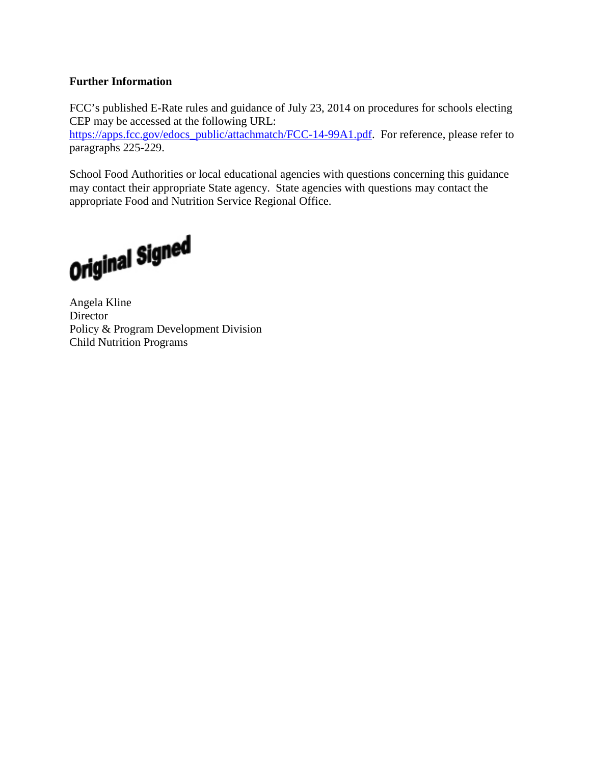**Further Information**

FCC's published E-Rate rules and guidance of July 23, 2014 on procedures for schools electing CEP may be accessed at the following URL: https://apps.fcc.gov/edocs_public/attachmatch/FCC-14-99A1.pdf. For reference, please refer to paragraphs 225-229.

School Food Authorities or local educational agencies with questions concerning this guidance may contact their appropriate State agency. State agencies with questions may contact the appropriate Food and Nutrition Service Regional Office.

Original Signed

Angela Kline  
Director  
Policy & Program Development Division  
Child Nutrition Programs